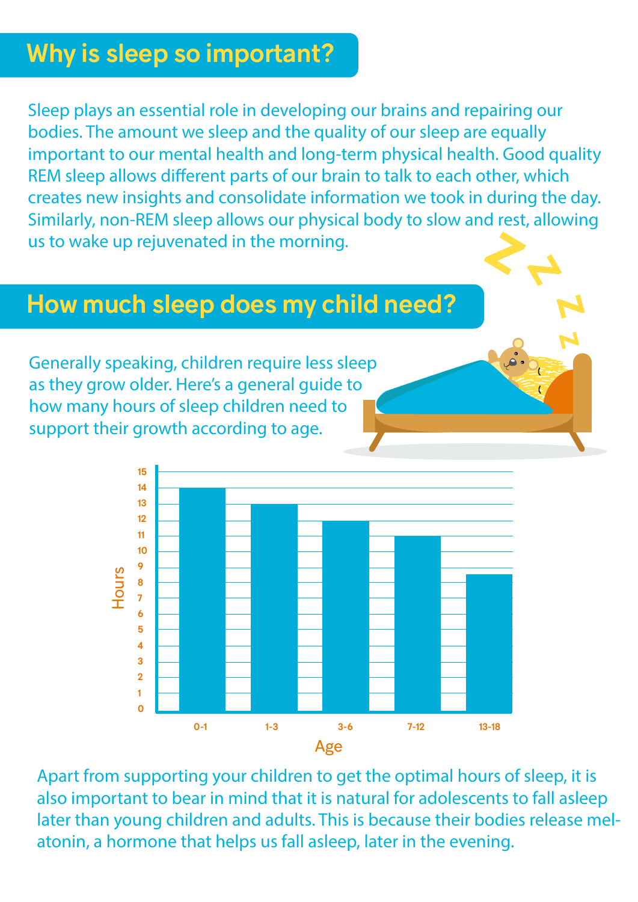## Why is sleep so important?

Sleep plays an essential role in developing our brains and repairing our bodies. The amount we sleep and the quality of our sleep are equally important to our mental health and long-term physical health. Good quality REM sleep allows different parts of our brain to talk to each other, which creates new insights and consolidate information we took in during the day. Similarly, non-REM sleep allows our physical body to slow and rest, allowing us to wake up rejuvenated in the morning.

## How much sleep does my child need?

Generally speaking, children require less sleep as they grow older. Here's a general guide to how many hours of sleep children need to support their growth according to age.

Apart from supporting your children to get the optimal hours of sleep, it is also important to bear in mind that it is natural for adolescents to fall asleep later than young children and adults. This is because their bodies release melatonin, a hormone that helps us fall asleep, later in the evening.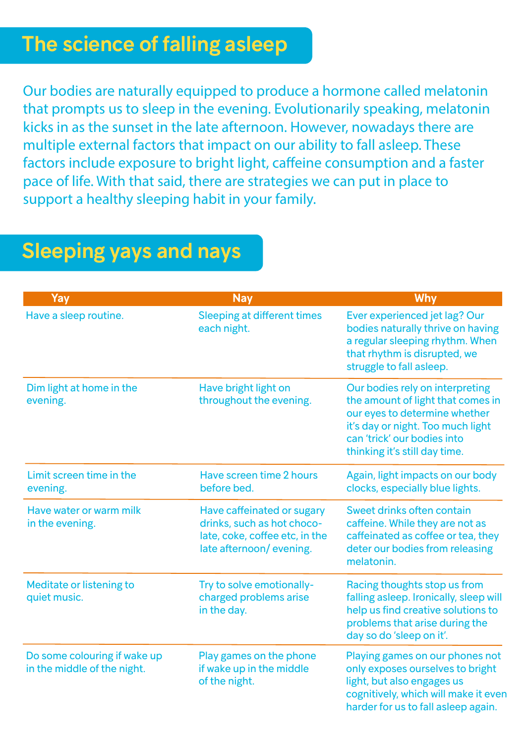## The science of falling asleep

Our bodies are naturally equipped to produce a hormone called melatonin that prompts us to sleep in the evening. Evolutionarily speaking, melatonin kicks in as the sunset in the late afternoon. However, nowadays there are multiple external factors that impact on our ability to fall asleep. These factors include exposure to bright light, caffeine consumption and a faster pace of life. With that said, there are strategies we can put in place to support a healthy sleeping habit in your family.

## Sleeping yays and nays

| Yay | Nay | Why |
|---|---|---|
| Have a sleep routine. | Sleeping at different times each night. | Ever experienced jet lag? Our bodies naturally thrive on having a regular sleeping rhythm. When that rhythm is disrupted, we struggle to fall asleep. |
| Dim light at home in the evening. | Have bright light on throughout the evening. | Our bodies rely on interpreting the amount of light that comes in our eyes to determine whether it's day or night. Too much light can 'trick' our bodies into thinking it's still day time. |
| Limit screen time in the evening. | Have screen time 2 hours before bed. | Again, light impacts on our body clocks, especially blue lights. |
| Have water or warm milk in the evening. | Have caffeinated or sugary drinks, such as hot chocolate, coke, coffee etc, in the late afternoon/ evening. | Sweet drinks often contain caffeine. While they are not as caffeinated as coffee or tea, they deter our bodies from releasing melatonin. |
| Meditate or listening to quiet music. | Try to solve emotionally-charged problems arise in the day. | Racing thoughts stop us from falling asleep. Ironically, sleep will help us find creative solutions to problems that arise during the day so do 'sleep on it'. |
| Do some colouring if wake up in the middle of the night. | Play games on the phone if wake up in the middle of the night. | Playing games on our phones not only exposes ourselves to bright light, but also engages us cognitively, which will make it even harder for us to fall asleep again. |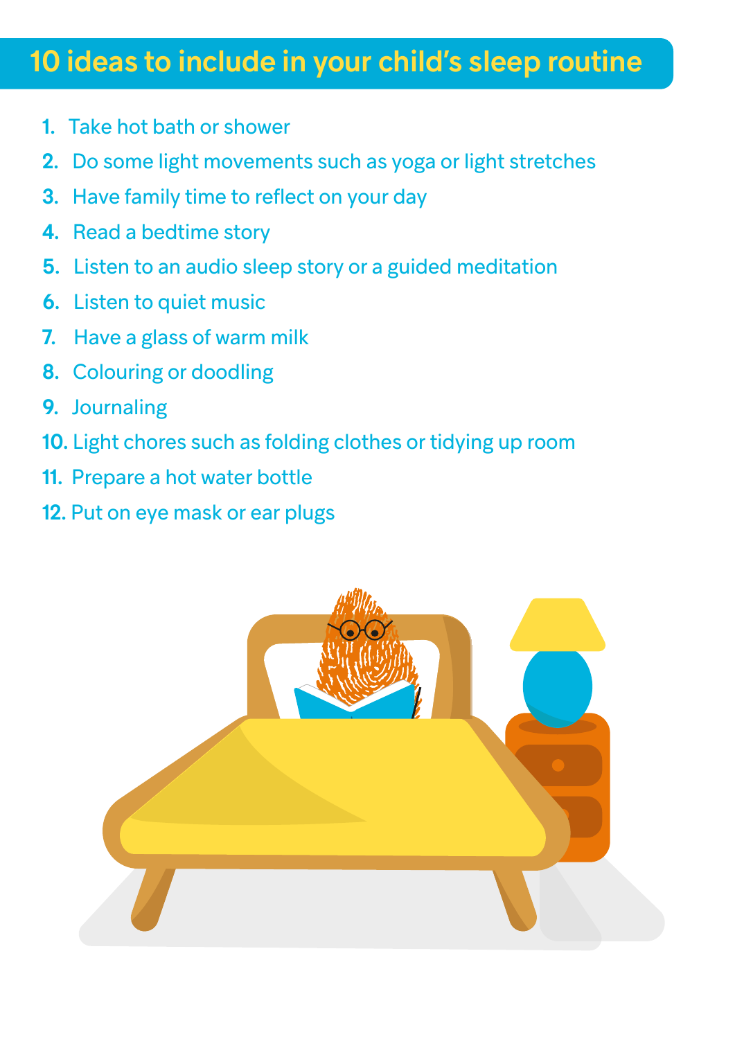# 10 ideas to include in your child's sleep routine

1. Take hot bath or shower
2. Do some light movements such as yoga or light stretches
3. Have family time to reflect on your day
4. Read a bedtime story
5. Listen to an audio sleep story or a guided meditation
6. Listen to quiet music
7. Have a glass of warm milk
8. Colouring or doodling
9. Journaling
10. Light chores such as folding clothes or tidying up room
11. Prepare a hot water bottle
12. Put on eye mask or ear plugs